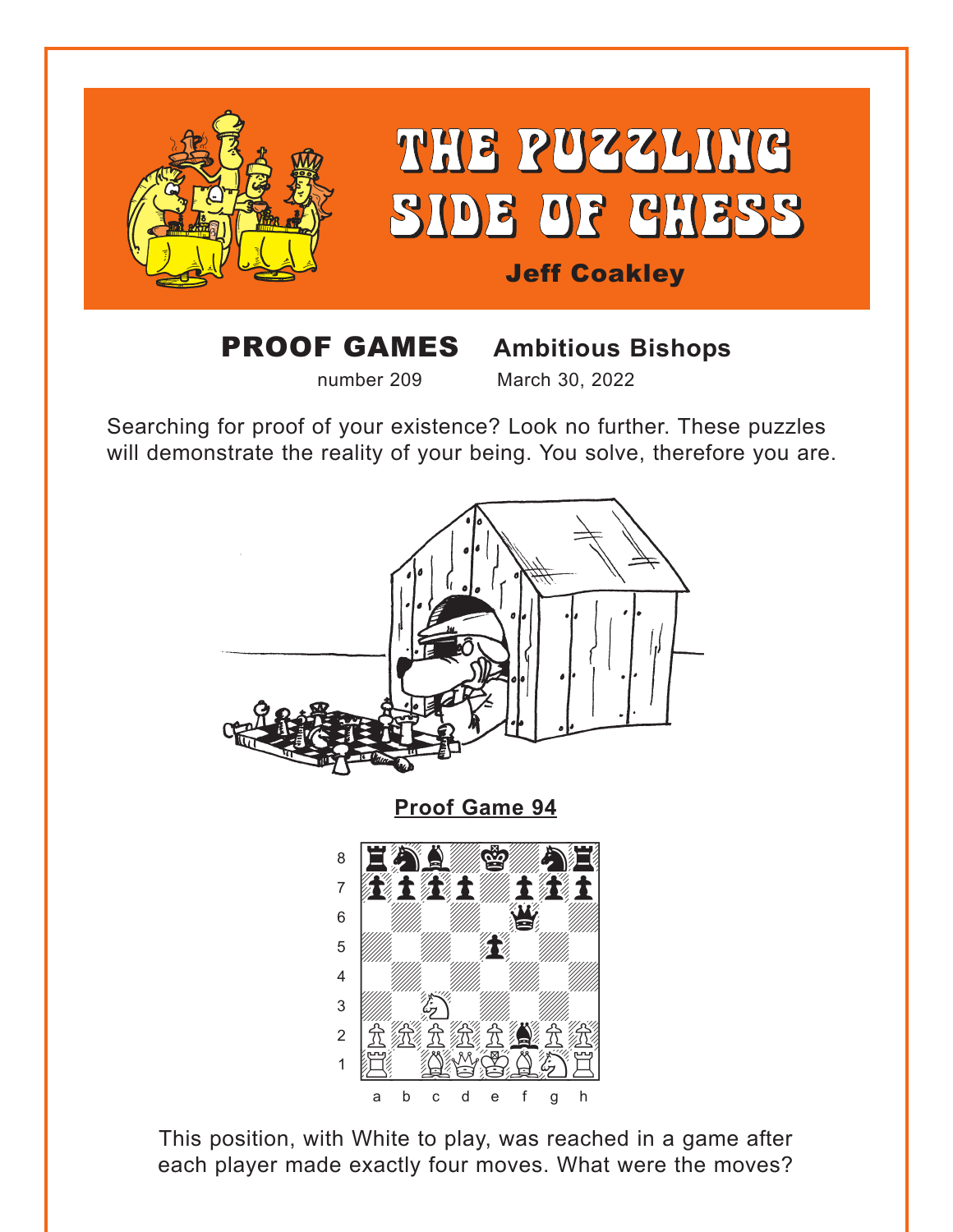# THE PUZZLING SIDE OF CHESS

**Jeff Coakley**

## PROOF GAMES Ambitious Bishops

number 209 March 30, 2022

Searching for proof of your existence? Look no further. These puzzles will demonstrate the reality of your being. You solve, therefore you are.

**Proof Game 94**

This position, with White to play, was reached in a game after each player made exactly four moves. What were the moves?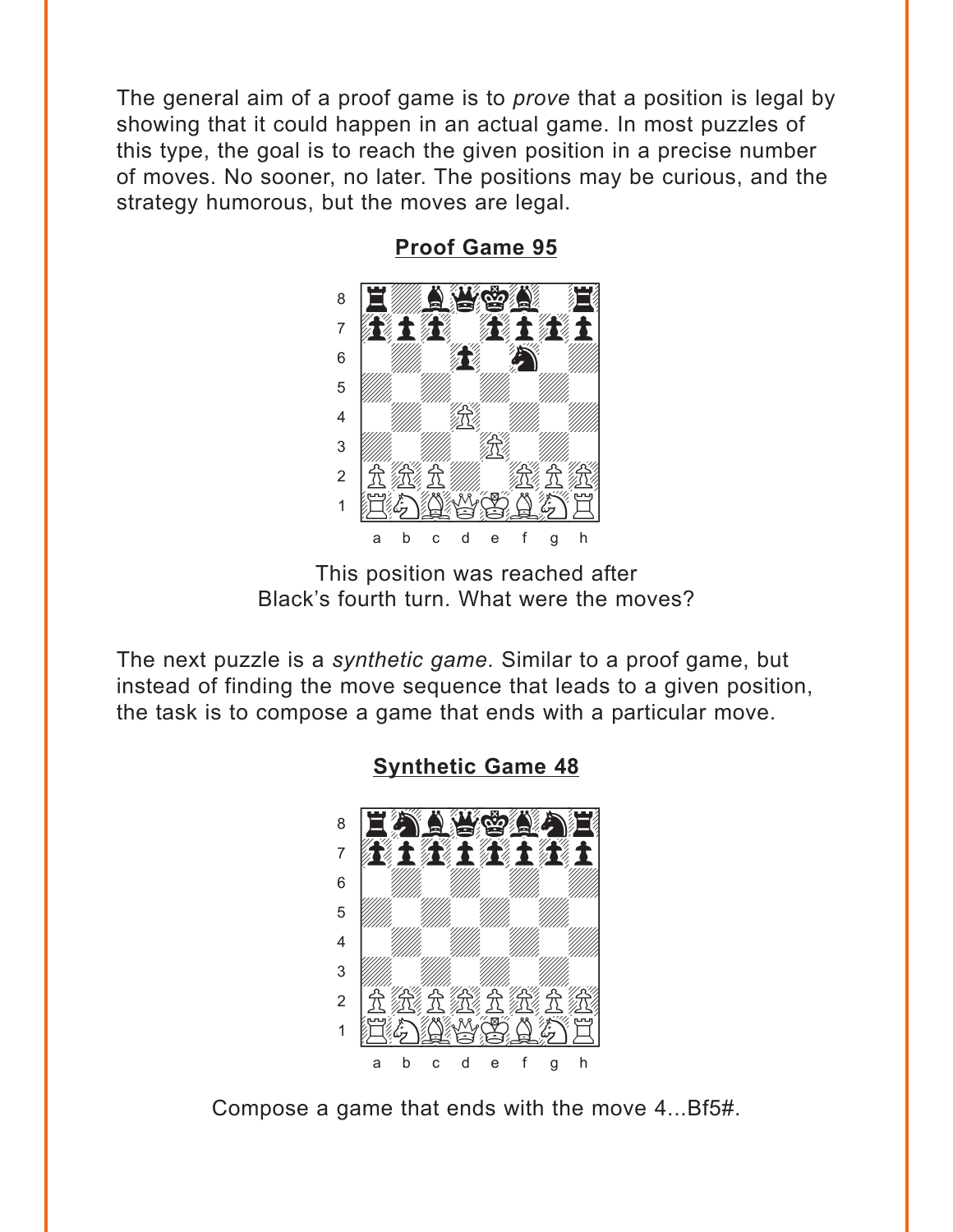The general aim of a proof game is to *prove* that a position is legal by showing that it could happen in an actual game. In most puzzles of this type, the goal is to reach the given position in a precise number of moves. No sooner, no later. The positions may be curious, and the strategy humorous, but the moves are legal.

**Proof Game 95**

This position was reached after Black's fourth turn. What were the moves?

The next puzzle is a *synthetic game*. Similar to a proof game, but instead of finding the move sequence that leads to a given position, the task is to compose a game that ends with a particular move.

**Synthetic Game 48**

Compose a game that ends with the move 4...Bf5#.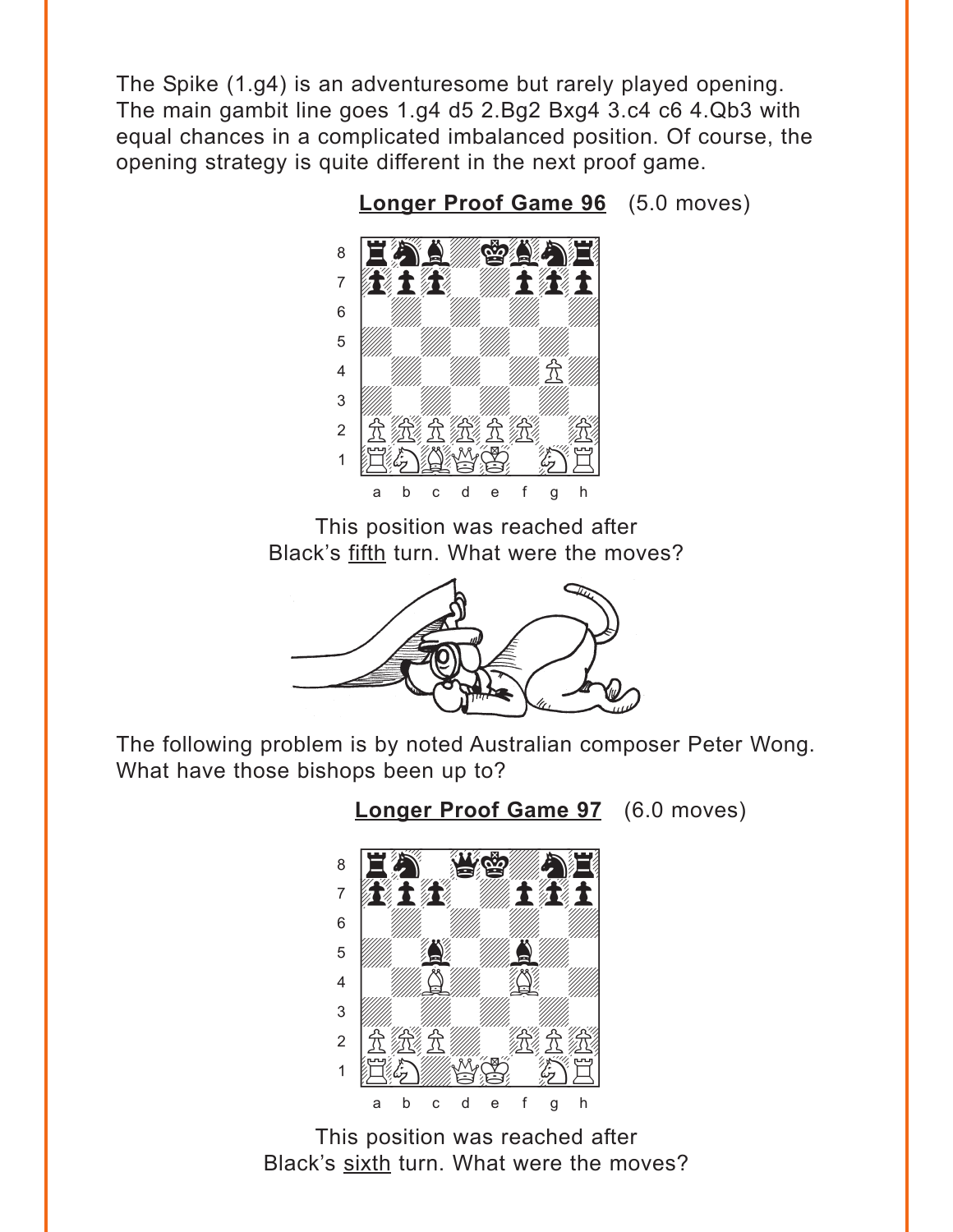The Spike (1.g4) is an adventuresome but rarely played opening. The main gambit line goes 1.g4 d5 2.Bg2 Bxg4 3.c4 c6 4.Qb3 with equal chances in a complicated imbalanced position. Of course, the opening strategy is quite different in the next proof game.

**Longer Proof Game 96** (5.0 moves)

This position was reached after Black's <u>fifth</u> turn. What were the moves?

The following problem is by noted Australian composer Peter Wong. What have those bishops been up to?

**Longer Proof Game 97** (6.0 moves)

This position was reached after Black's <u>sixth</u> turn. What were the moves?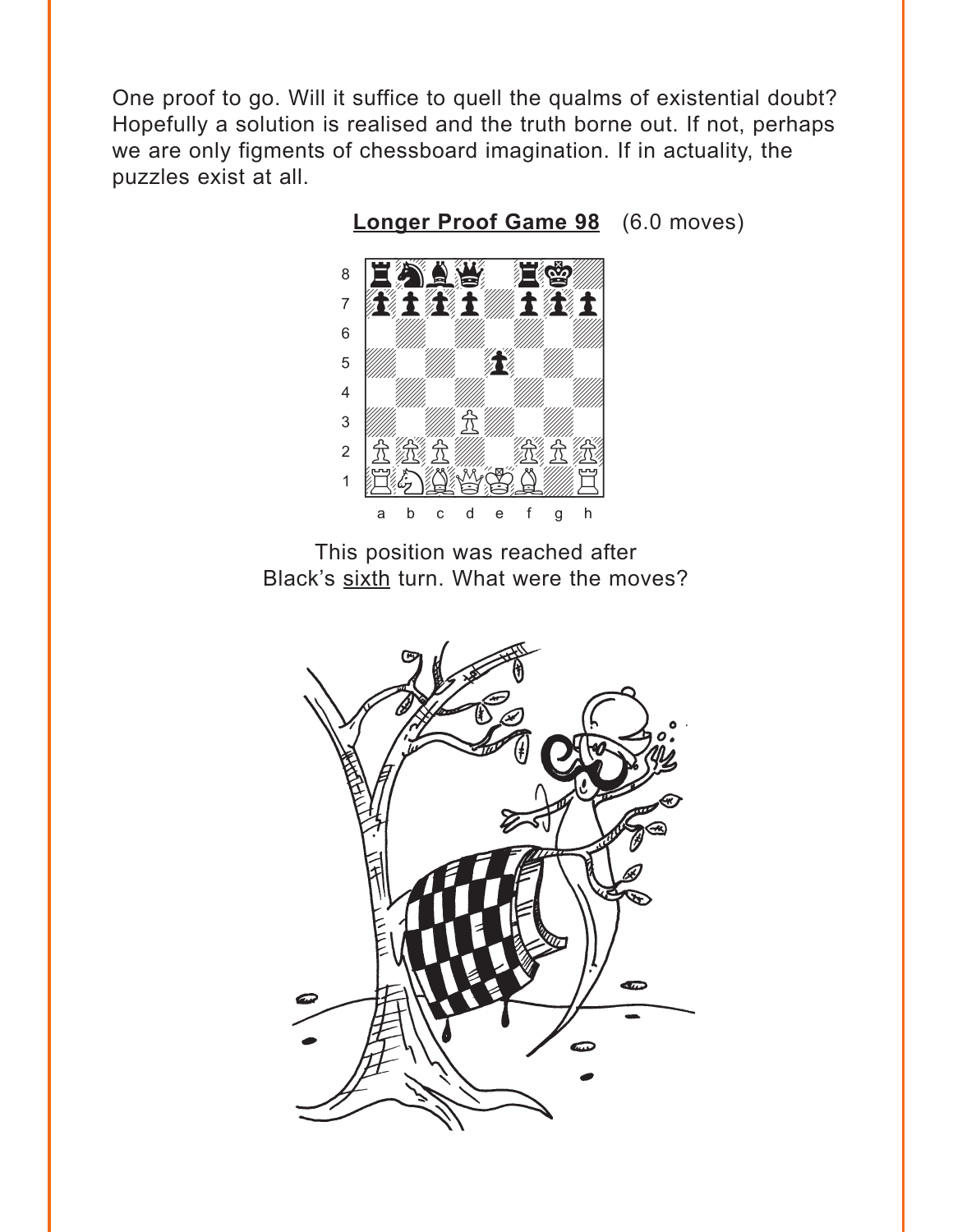One proof to go. Will it suffice to quell the qualms of existential doubt? Hopefully a solution is realised and the truth borne out. If not, perhaps we are only figments of chessboard imagination. If in actuality, the puzzles exist at all.

**Longer Proof Game 98** (6.0 moves)

This position was reached after Black's sixth turn. What were the moves?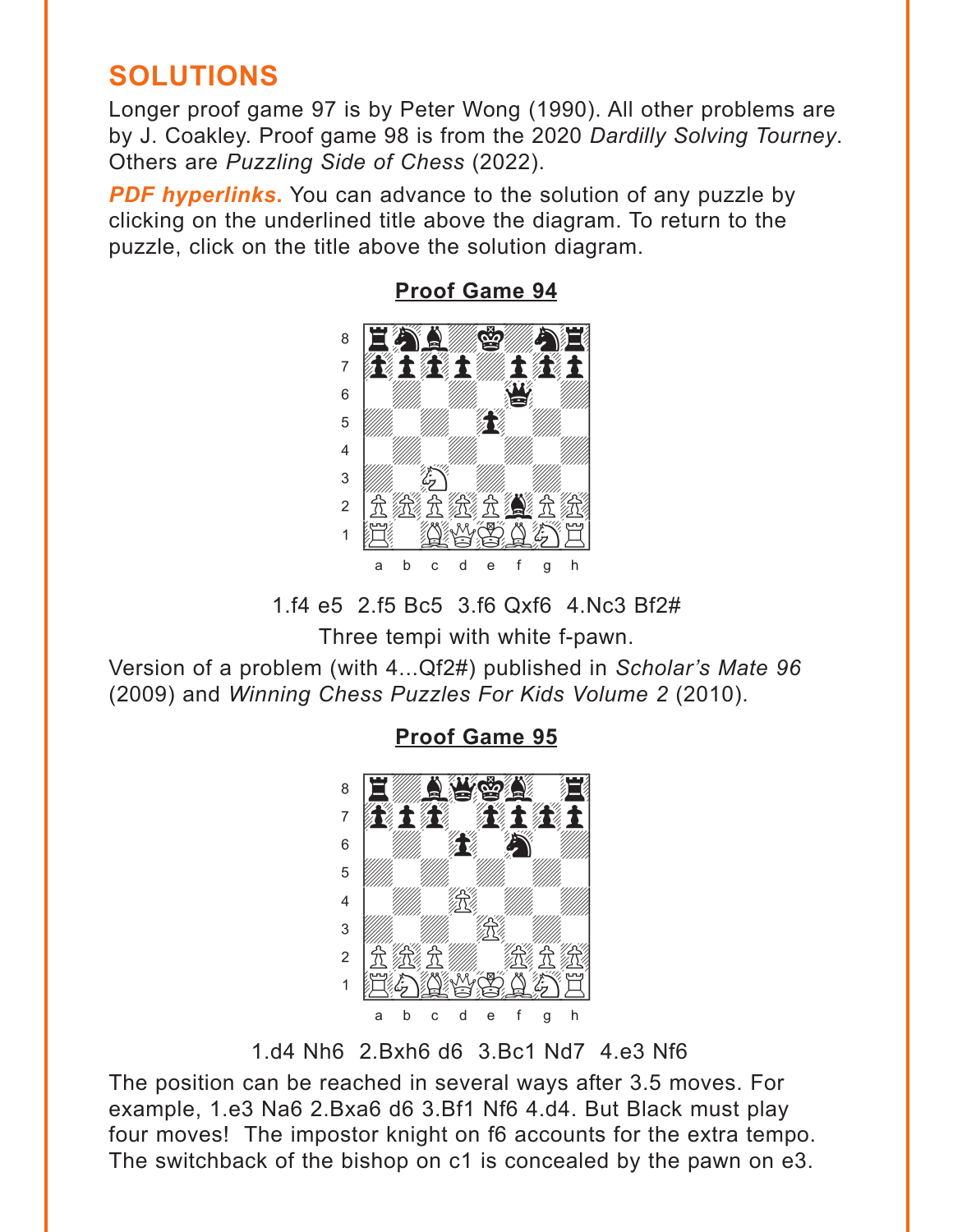# SOLUTIONS

Longer proof game 97 is by Peter Wong (1990). All other problems are by J. Coakley. Proof game 98 is from the 2020 *Dardilly Solving Tourney*. Others are *Puzzling Side of Chess* (2022).

***PDF hyperlinks.*** You can advance to the solution of any puzzle by clicking on the underlined title above the diagram. To return to the puzzle, click on the title above the solution diagram.

## Proof Game 94

1.f4 e5 2.f5 Bc5 3.f6 Qxf6 4.Nc3 Bf2#

Three tempi with white f-pawn.

Version of a problem (with 4...Qf2#) published in *Scholar's Mate 96* (2009) and *Winning Chess Puzzles For Kids Volume 2* (2010).

## Proof Game 95

1.d4 Nh6 2.Bxh6 d6 3.Bc1 Nd7 4.e3 Nf6

The position can be reached in several ways after 3.5 moves. For example, 1.e3 Na6 2.Bxa6 d6 3.Bf1 Nf6 4.d4. But Black must play four moves! The impostor knight on f6 accounts for the extra tempo. The switchback of the bishop on c1 is concealed by the pawn on e3.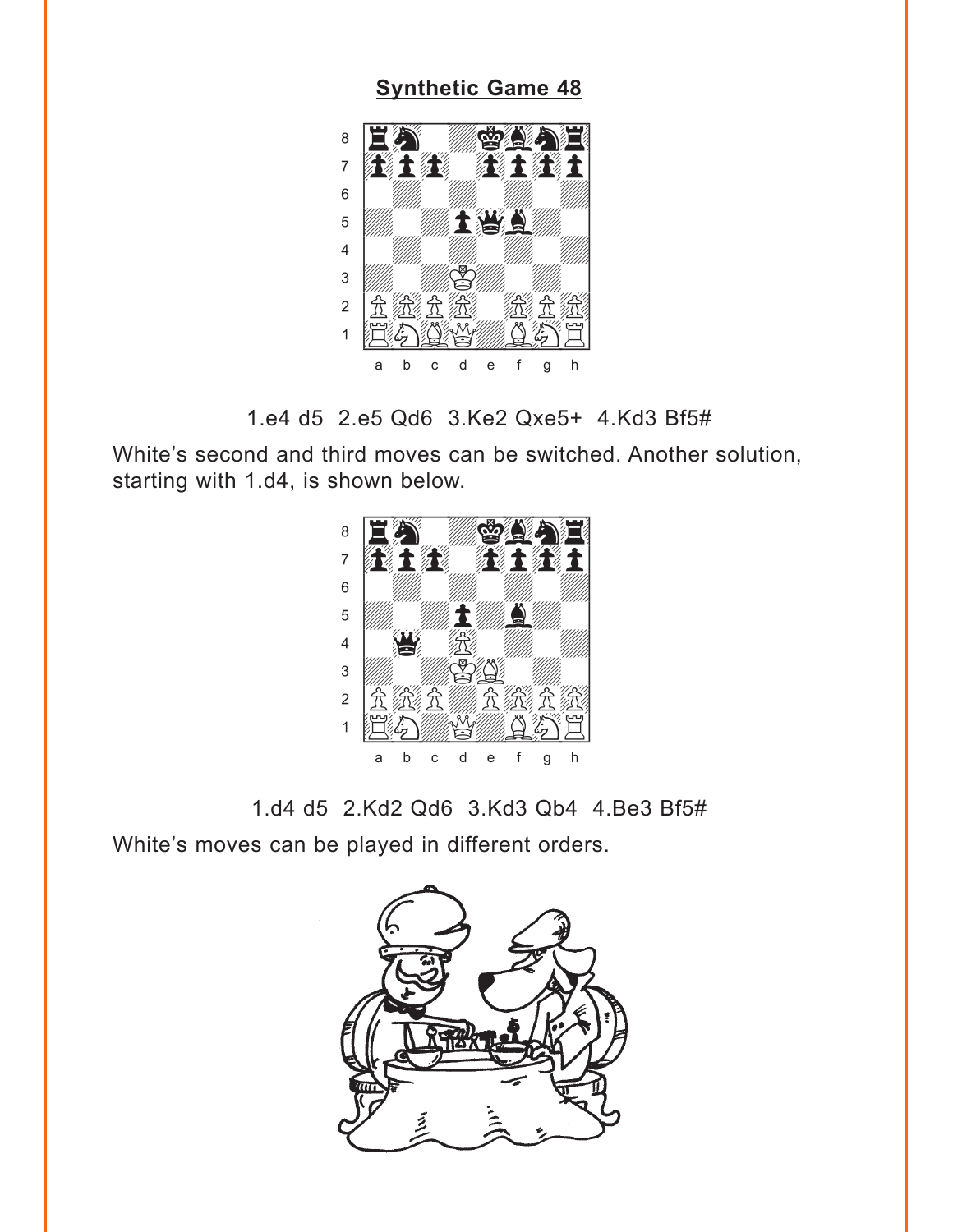## Synthetic Game 48

1.e4 d5 2.e5 Qd6 3.Ke2 Qxe5+ 4.Kd3 Bf5#

White's second and third moves can be switched. Another solution, starting with 1.d4, is shown below.

1.d4 d5 2.Kd2 Qd6 3.Kd3 Qb4 4.Be3 Bf5#

White's moves can be played in different orders.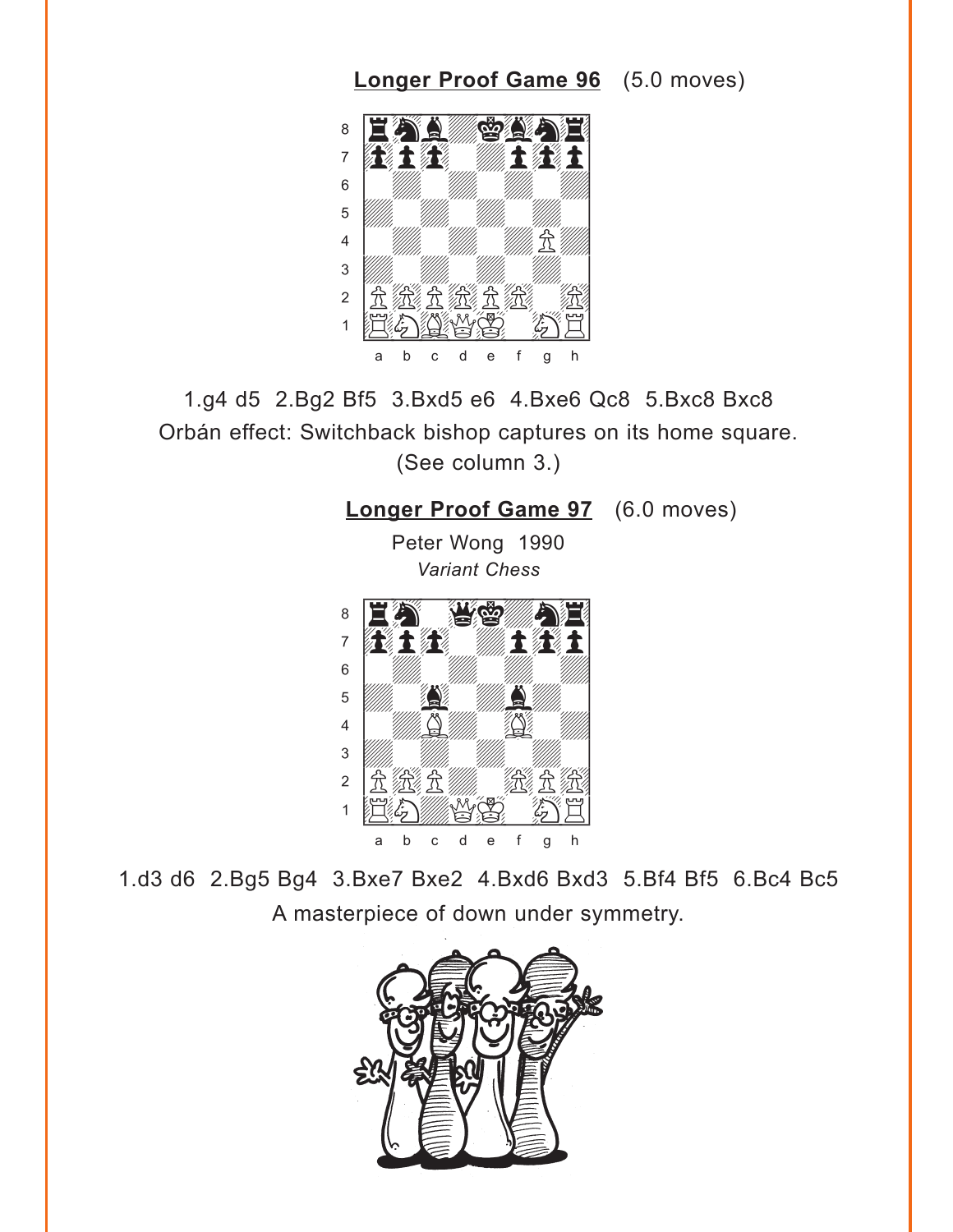## Longer Proof Game 96 (5.0 moves)

1.g4 d5 2.Bg2 Bf5 3.Bxd5 e6 4.Bxe6 Qc8 5.Bxc8 Bxc8

Orbán effect: Switchback bishop captures on its home square. (See column 3.)

## Longer Proof Game 97 (6.0 moves)

Peter Wong 1990

*Variant Chess*

1.d3 d6 2.Bg5 Bg4 3.Bxe7 Bxe2 4.Bxd6 Bxd3 5.Bf4 Bf5 6.Bc4 Bc5

A masterpiece of down under symmetry.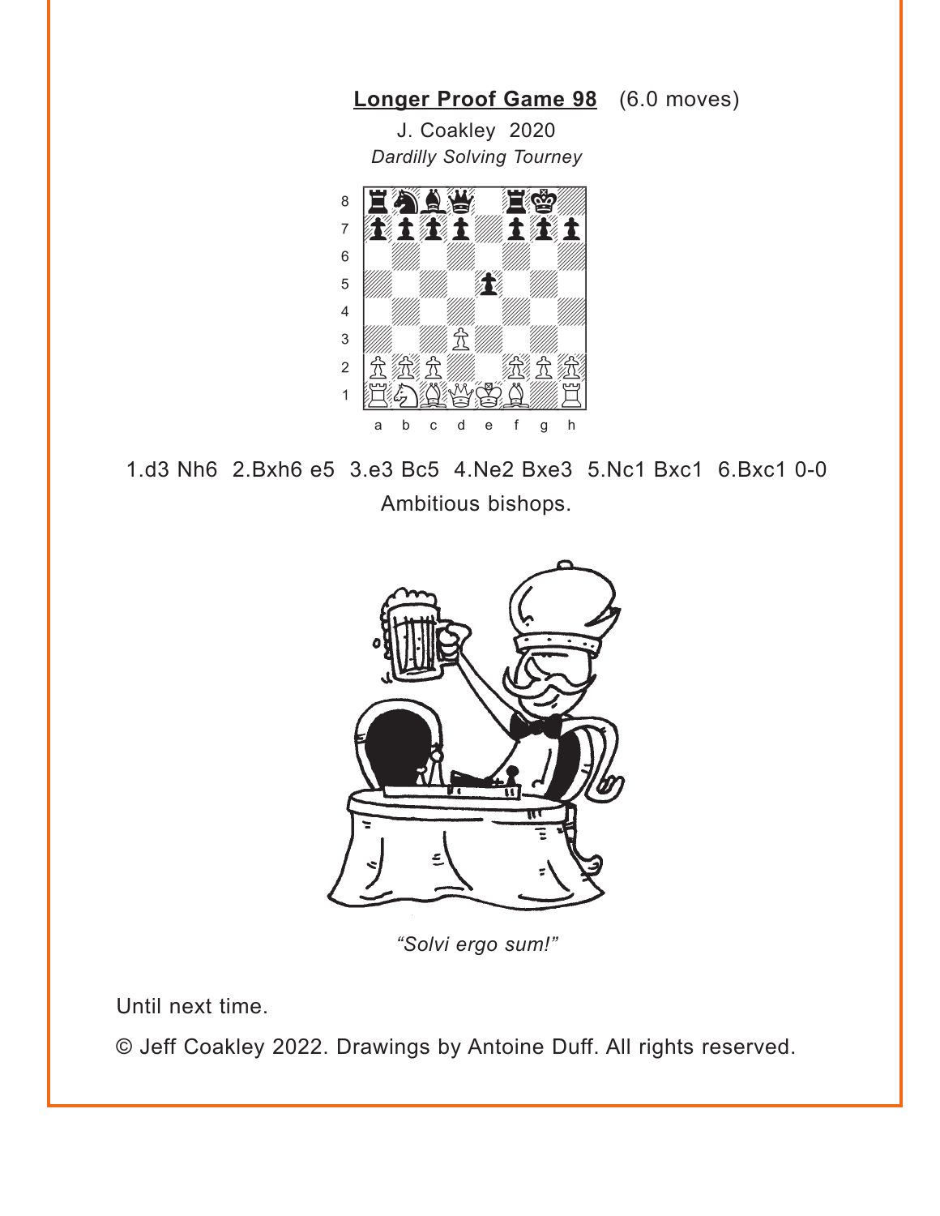**Longer Proof Game 98** (6.0 moves)

J. Coakley 2020

*Dardilly Solving Tourney*

1.d3 Nh6 2.Bxh6 e5 3.e3 Bc5 4.Ne2 Bxe3 5.Nc1 Bxc1 6.Bxc1 0-0

Ambitious bishops.

*"Solvi ergo sum!"*

Until next time.

© Jeff Coakley 2022. Drawings by Antoine Duff. All rights reserved.